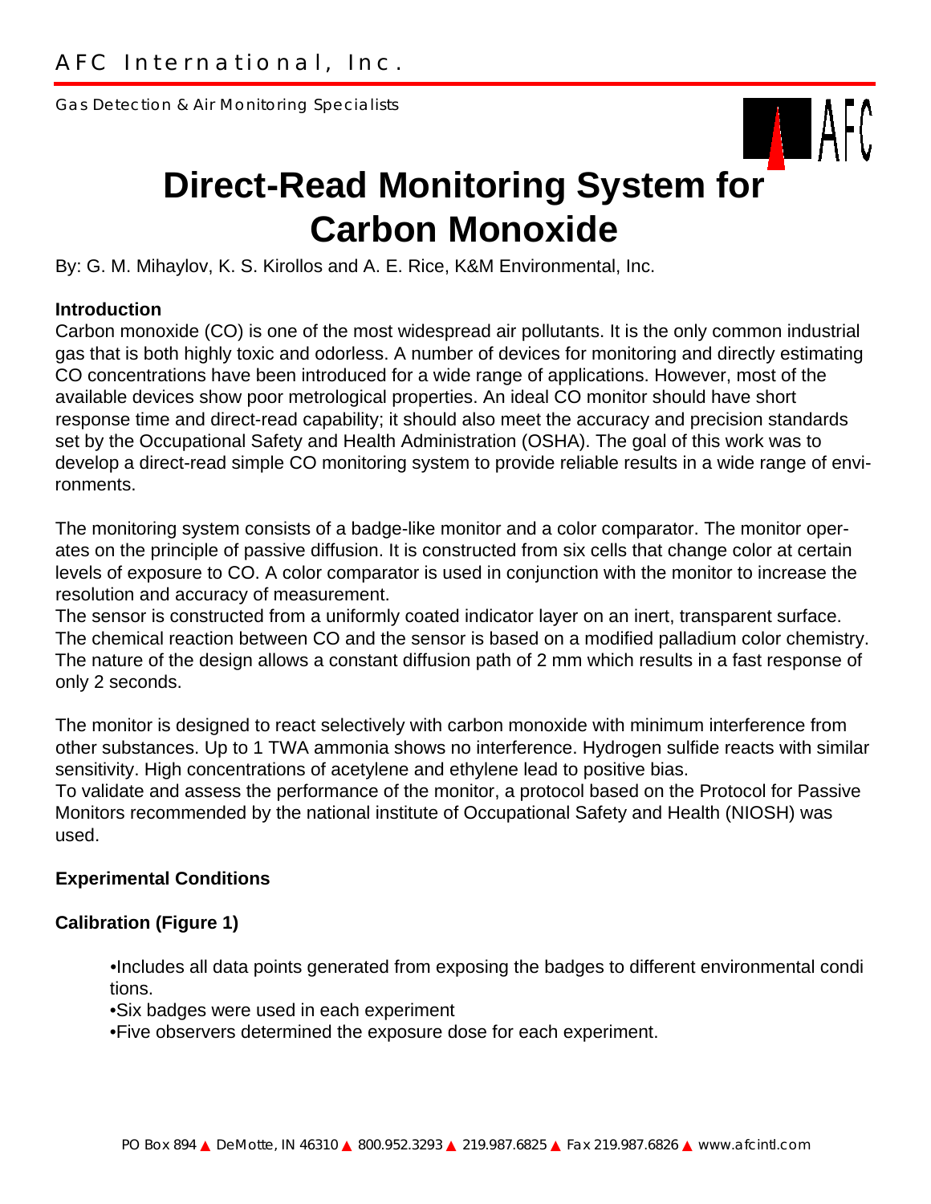AFC International, Inc.

Gas Detection & Air Monitoring Specialists

# Direct-Read Monitoring System for Carbon Monoxide

By: G. M. Mihaylov, K. S. Kirollos and A. E. Rice, K&M Environmental, Inc.

## Introduction

Carbon monoxide (CO) is one of the most widespread air pollutants. It is the only common industrial gas that is both highly toxic and odorless. A number of devices for monitoring and directly estimating CO concentrations have been introduced for a wide range of applications. However, most of the available devices show poor metrological properties. An ideal CO monitor should have short response time and direct-read capability; it should also meet the accuracy and precision standards set by the Occupational Safety and Health Administration (OSHA). The goal of this work was to develop a direct-read simple CO monitoring system to provide reliable results in a wide range of environments.

The monitoring system consists of a badge-like monitor and a color comparator. The monitor operates on the principle of passive diffusion. It is constructed from six cells that change color at certain levels of exposure to CO. A color comparator is used in conjunction with the monitor to increase the resolution and accuracy of measurement.

The sensor is constructed from a uniformly coated indicator layer on an inert, transparent surface. The chemical reaction between CO and the sensor is based on a modified palladium color chemistry. The nature of the design allows a constant diffusion path of 2 mm which results in a fast response of only 2 seconds.

The monitor is designed to react selectively with carbon monoxide with minimum interference from other substances. Up to 1 TWA ammonia shows no interference. Hydrogen sulfide reacts with similar sensitivity. High concentrations of acetylene and ethylene lead to positive bias.

To validate and assess the performance of the monitor, a protocol based on the Protocol for Passive Monitors recommended by the national institute of Occupational Safety and Health (NIOSH) was used.

## Experimental Conditions

### Calibration (Figure 1)

- Includes all data points generated from exposing the badges to different environmental conditions.
- Six badges were used in each experiment
- Five observers determined the exposure dose for each experiment.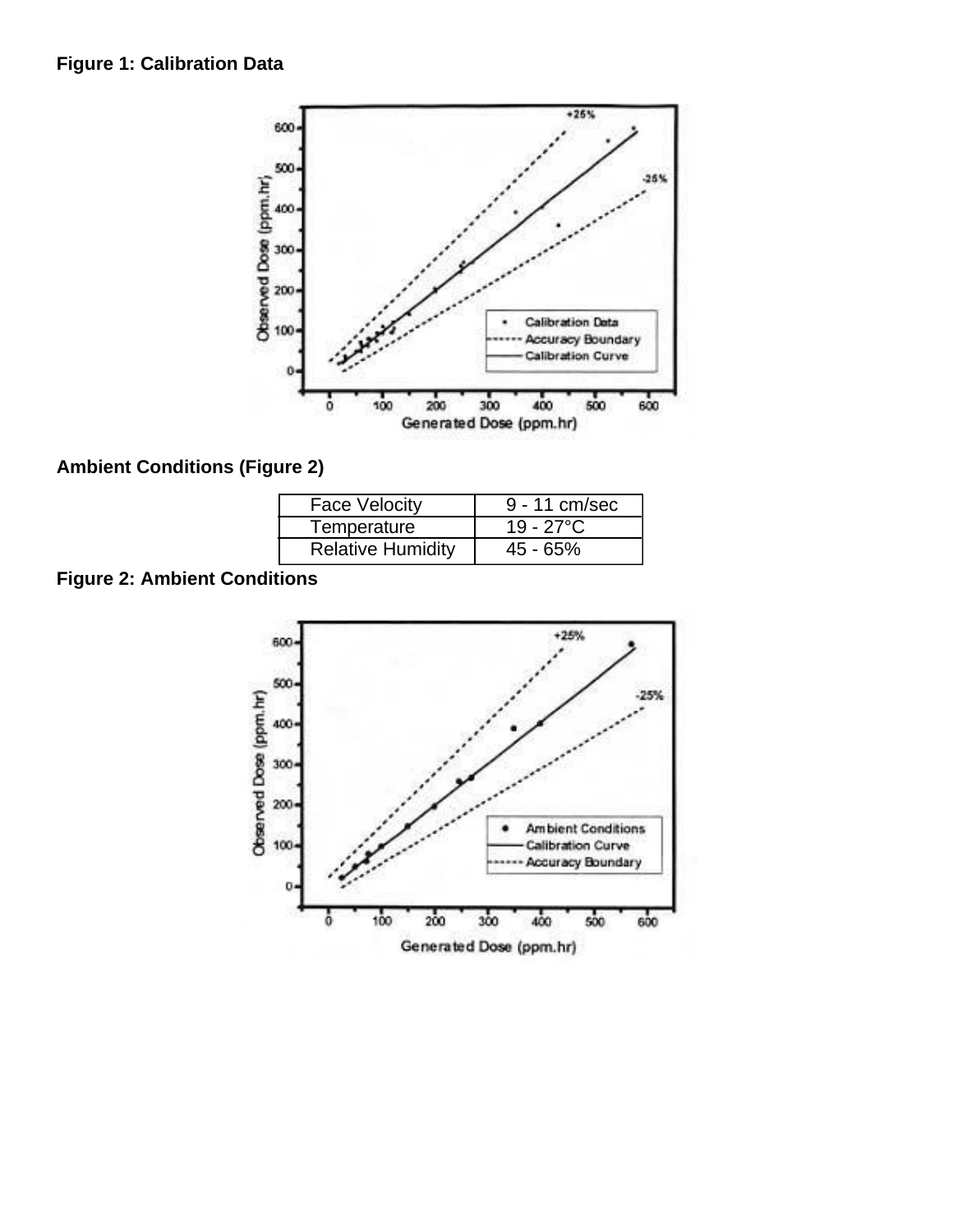**Figure 1: Calibration Data**

**Ambient Conditions (Figure 2)**

| Face Velocity | 9 - 11 cm/sec |
|---|---|
| Temperature | 19 - 27°C |
| Relative Humidity | 45 - 65% |

**Figure 2: Ambient Conditions**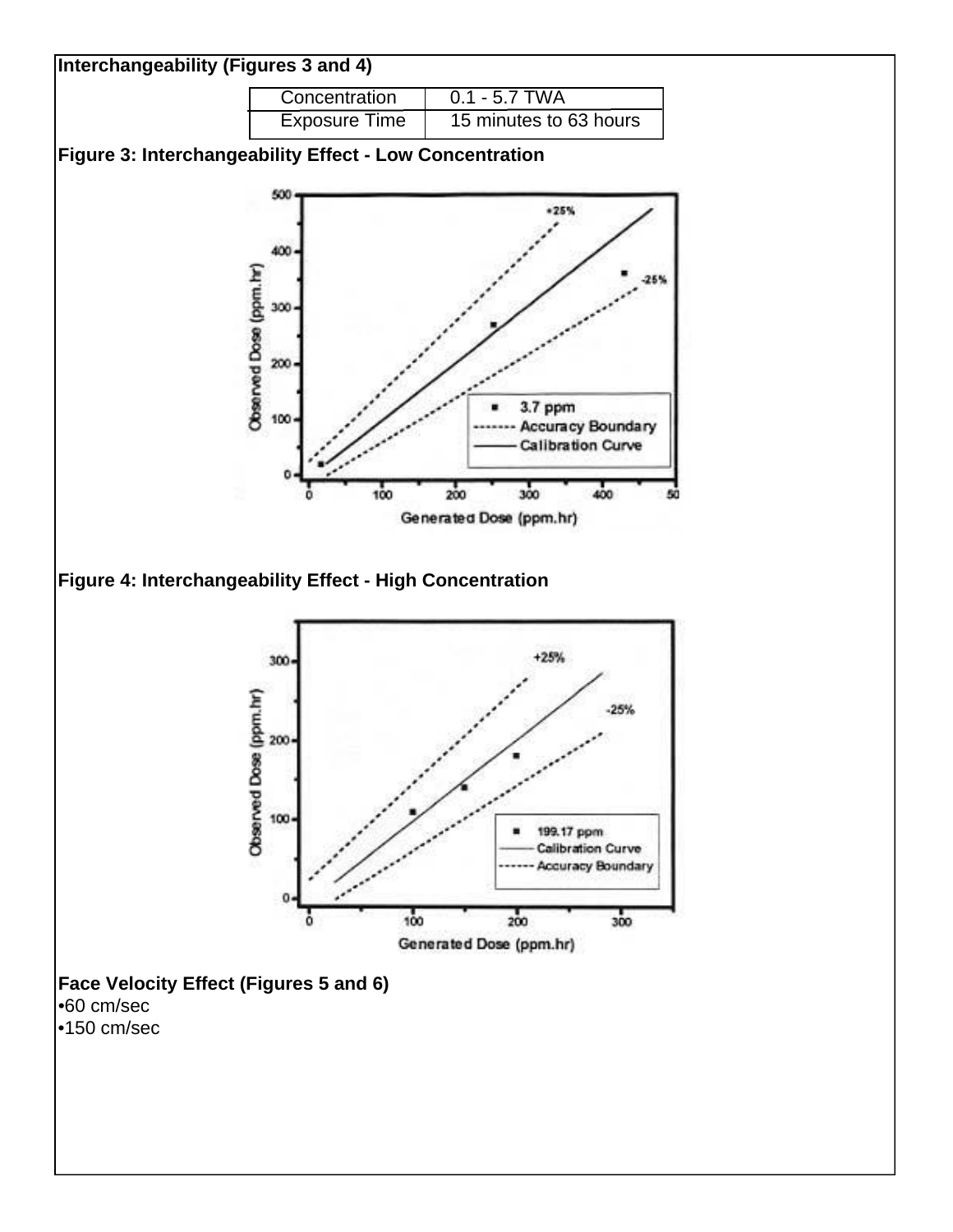**Interchangeability (Figures 3 and 4)**

| Concentration | 0.1 - 5.7 TWA |
|---|---|
| Exposure Time | 15 minutes to 63 hours |

**Figure 3: Interchangeability Effect - Low Concentration**

**Figure 4: Interchangeability Effect - High Concentration**

**Face Velocity Effect (Figures 5 and 6)**

- 60 cm/sec
- 150 cm/sec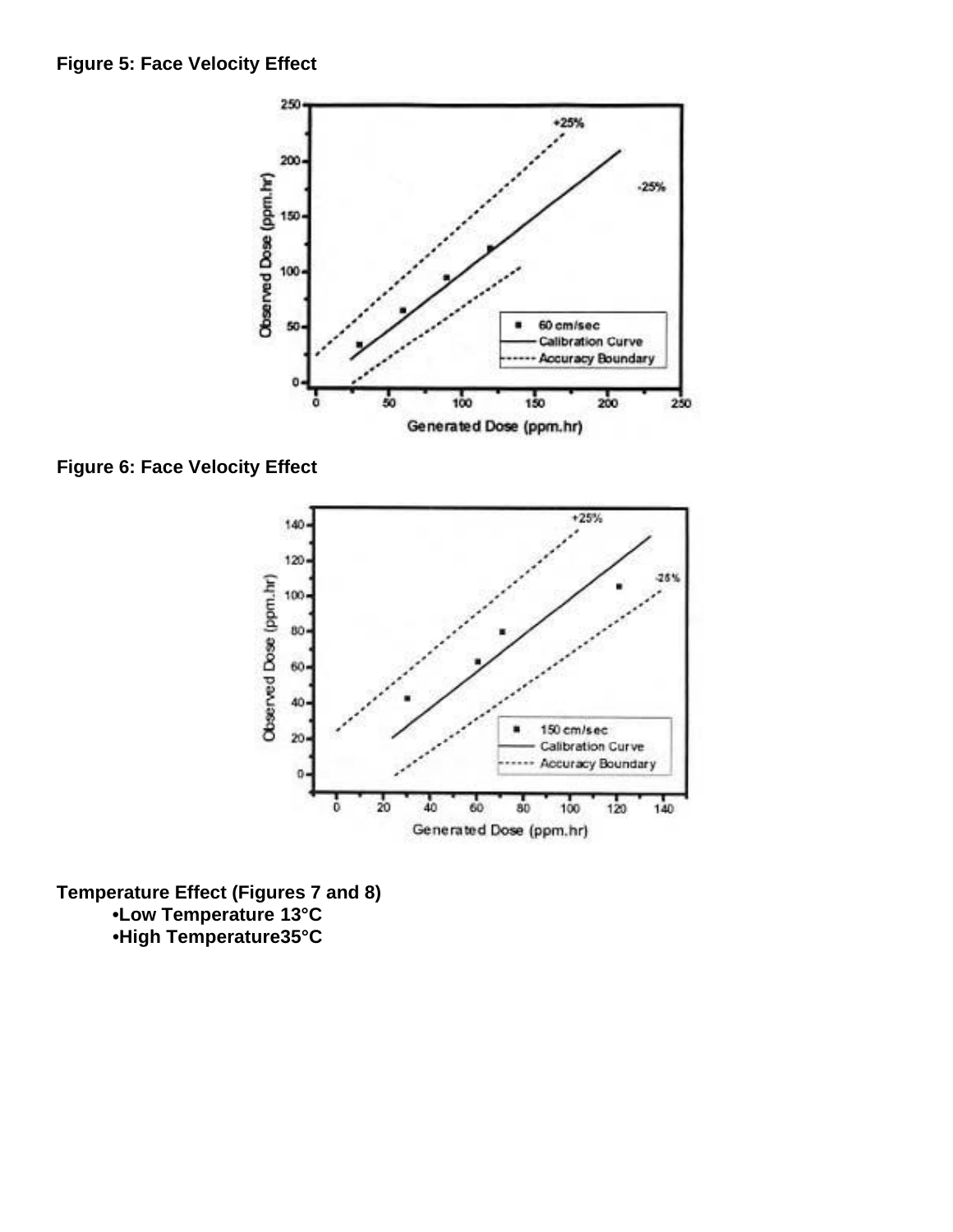**Figure 5: Face Velocity Effect**

**Figure 6: Face Velocity Effect**

**Temperature Effect (Figures 7 and 8)**

- **Low Temperature 13°C**
- **High Temperature35°C**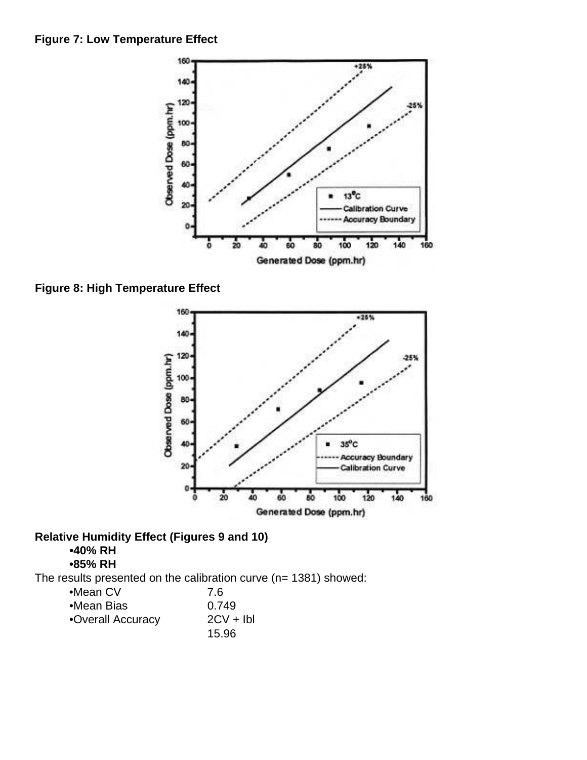**Figure 7: Low Temperature Effect**

**Figure 8: High Temperature Effect**

**Relative Humidity Effect (Figures 9 and 10)**

- **40% RH**
- **85% RH**

The results presented on the calibration curve (n= 1381) showed:

- Mean CV 7.6
- Mean Bias 0.749
- Overall Accuracy 2CV + Ibl
  15.96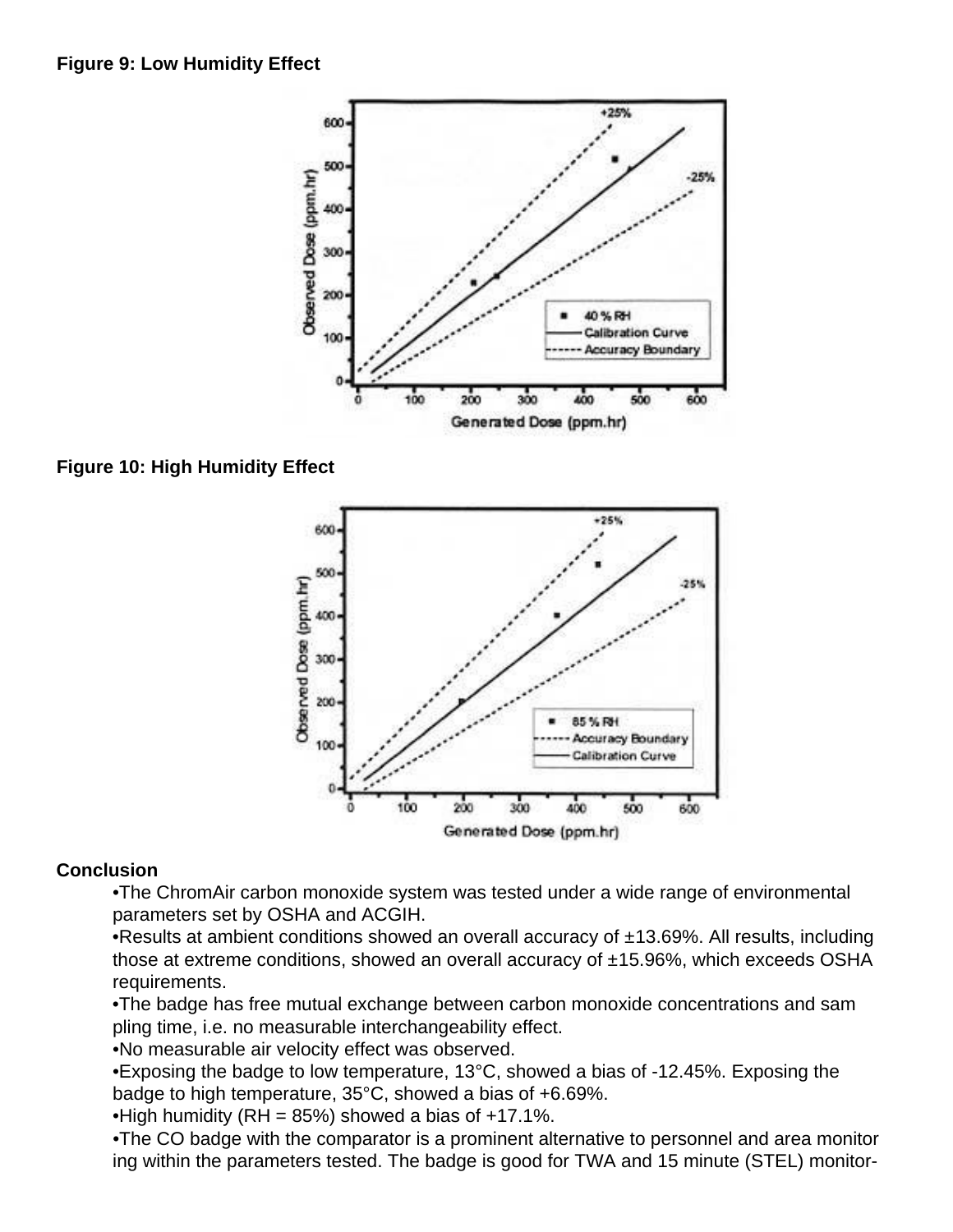**Figure 9: Low Humidity Effect**

**Figure 10: High Humidity Effect**

**Conclusion**

- •The ChromAir carbon monoxide system was tested under a wide range of environmental parameters set by OSHA and ACGIH.
- •Results at ambient conditions showed an overall accuracy of ±13.69%. All results, including those at extreme conditions, showed an overall accuracy of ±15.96%, which exceeds OSHA requirements.
- •The badge has free mutual exchange between carbon monoxide concentrations and sam pling time, i.e. no measurable interchangeability effect.
- •No measurable air velocity effect was observed.
- •Exposing the badge to low temperature, 13°C, showed a bias of -12.45%. Exposing the badge to high temperature, 35°C, showed a bias of +6.69%.
- •High humidity (RH = 85%) showed a bias of +17.1%.
- •The CO badge with the comparator is a prominent alternative to personnel and area monitor ing within the parameters tested. The badge is good for TWA and 15 minute (STEL) monitor-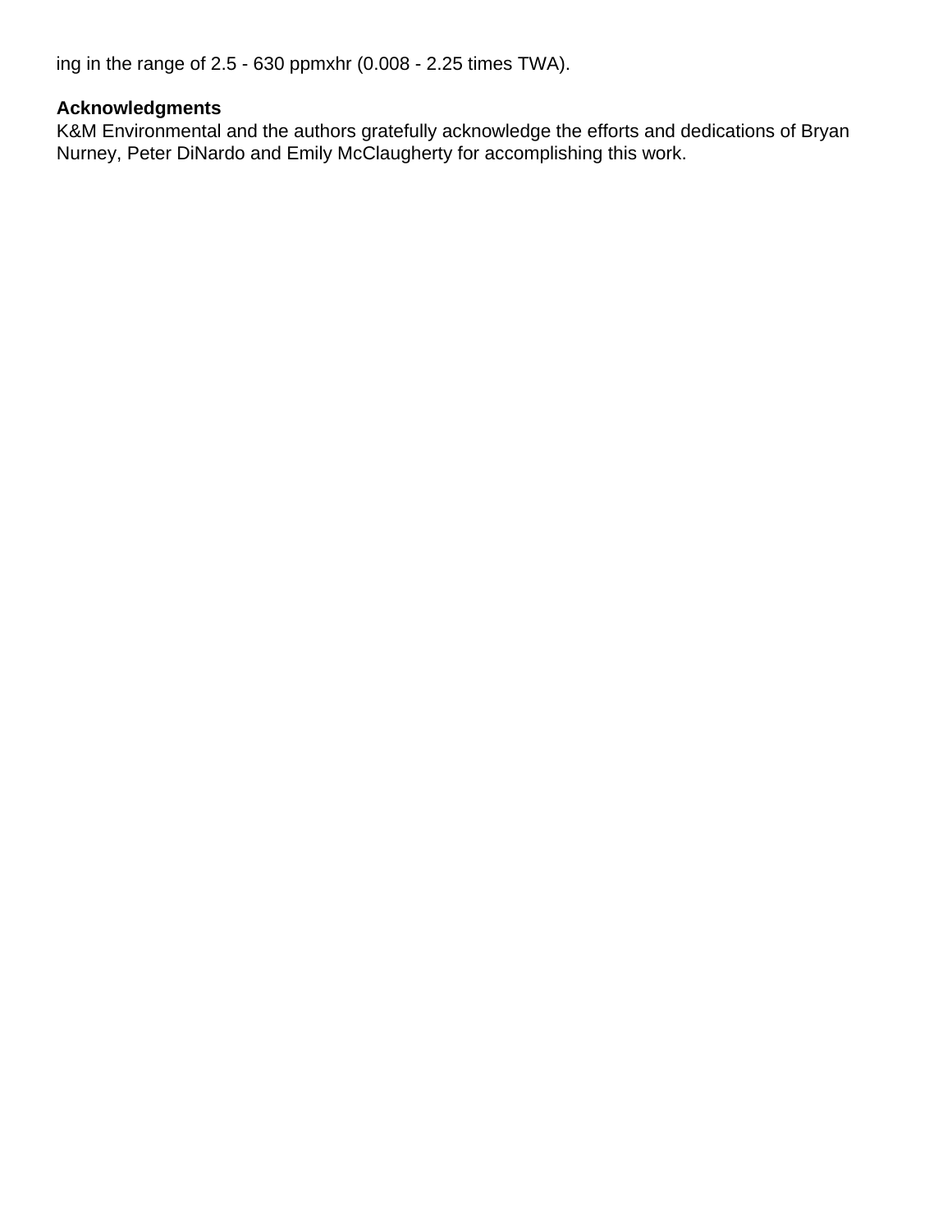ing in the range of 2.5 - 630 ppmxhr (0.008 - 2.25 times TWA).

## Acknowledgments

K&M Environmental and the authors gratefully acknowledge the efforts and dedications of Bryan Nurney, Peter DiNardo and Emily McClaugherty for accomplishing this work.